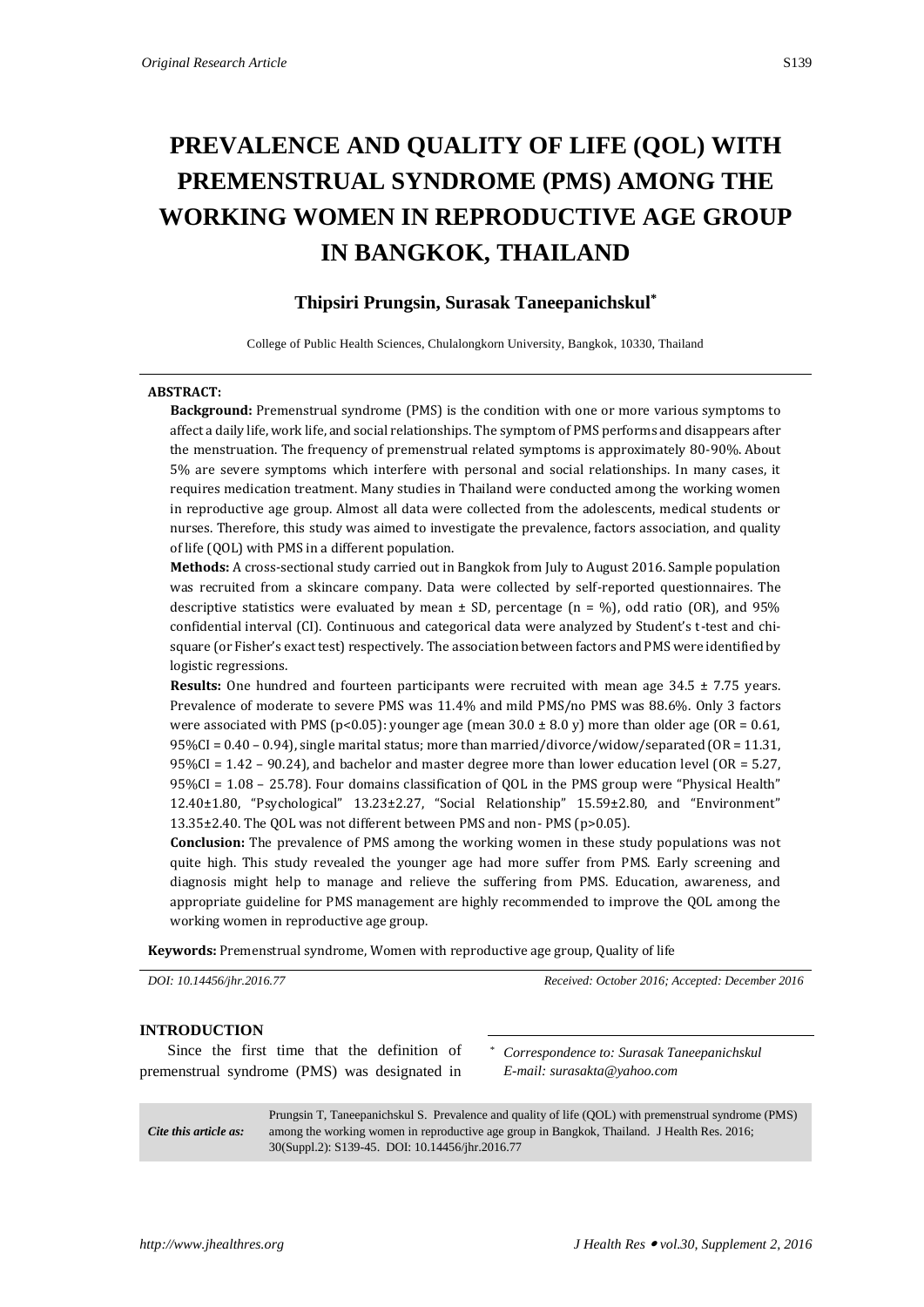*Original Research Article*

# PREVALENCE AND QUALITY OF LIFE (QOL) WITH PREMENSTRUAL SYNDROME (PMS) AMONG THE WORKING WOMEN IN REPRODUCTIVE AGE GROUP IN BANGKOK, THAILAND

**Thipsiri Prungsin, Surasak Taneepanichskul[*]**

College of Public Health Sciences, Chulalongkorn University, Bangkok, 10330, Thailand

**ABSTRACT:**

**Background:** Premenstrual syndrome (PMS) is the condition with one or more various symptoms to affect a daily life, work life, and social relationships. The symptom of PMS performs and disappears after the menstruation. The frequency of premenstrual related symptoms is approximately 80-90%. About 5% are severe symptoms which interfere with personal and social relationships. In many cases, it requires medication treatment. Many studies in Thailand were conducted among the working women in reproductive age group. Almost all data were collected from the adolescents, medical students or nurses. Therefore, this study was aimed to investigate the prevalence, factors association, and quality of life (QOL) with PMS in a different population.

**Methods:** A cross-sectional study carried out in Bangkok from July to August 2016. Sample population was recruited from a skincare company. Data were collected by self-reported questionnaires. The descriptive statistics were evaluated by mean ± SD, percentage (n = %), odd ratio (OR), and 95% confidential interval (CI). Continuous and categorical data were analyzed by Student's t-test and chi-square (or Fisher's exact test) respectively. The association between factors and PMS were identified by logistic regressions.

**Results:** One hundred and fourteen participants were recruited with mean age 34.5 ± 7.75 years. Prevalence of moderate to severe PMS was 11.4% and mild PMS/no PMS was 88.6%. Only 3 factors were associated with PMS ($p<0.05$): younger age (mean 30.0 ± 8.0 y) more than older age (OR = 0.61, 95%CI = 0.40 – 0.94), single marital status; more than married/divorce/widow/separated (OR = 11.31, 95%CI = 1.42 – 90.24), and bachelor and master degree more than lower education level (OR = 5.27, 95%CI = 1.08 – 25.78). Four domains classification of QOL in the PMS group were "Physical Health" 12.40±1.80, "Psychological" 13.23±2.27, "Social Relationship" 15.59±2.80, and "Environment" 13.35±2.40. The QOL was not different between PMS and non- PMS ($p>0.05$).

**Conclusion:** The prevalence of PMS among the working women in these study populations was not quite high. This study revealed the younger age had more suffer from PMS. Early screening and diagnosis might help to manage and relieve the suffering from PMS. Education, awareness, and appropriate guideline for PMS management are highly recommended to improve the QOL among the working women in reproductive age group.

**Keywords:** Premenstrual syndrome, Women with reproductive age group, Quality of life

*DOI: 10.14456/jhr.2016.77*  *Received: October 2016; Accepted: December 2016*

## INTRODUCTION

Since the first time that the definition of premenstrual syndrome (PMS) was designated in

[*] *Correspondence to: Surasak Taneepanichskul*
*E-mail: surasakta@yahoo.com*

*Cite this article as:* Prungsin T, Taneepanichskul S. Prevalence and quality of life (QOL) with premenstrual syndrome (PMS) among the working women in reproductive age group in Bangkok, Thailand. J Health Res. 2016; 30(Suppl.2): S139-45. DOI: 10.14456/jhr.2016.77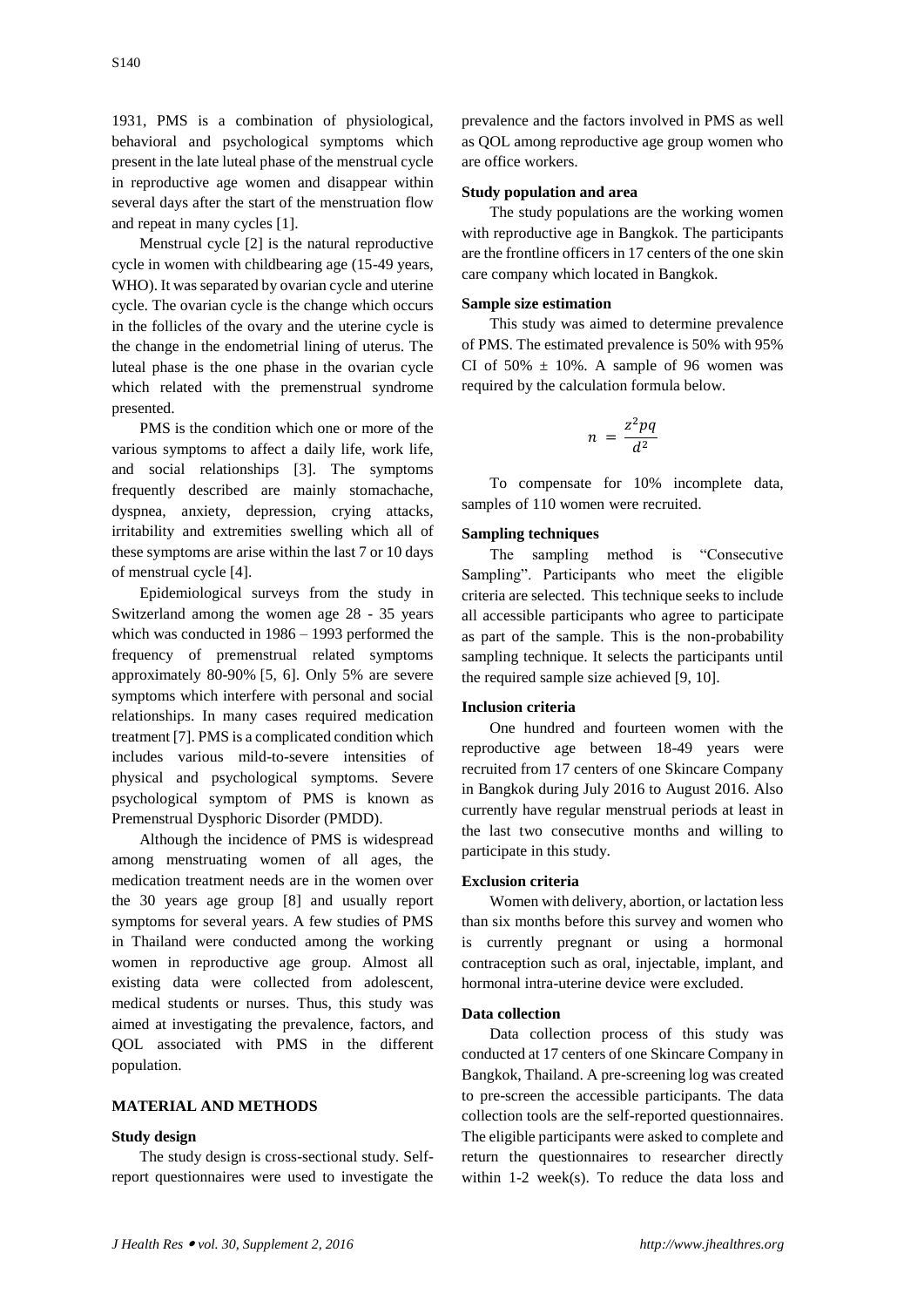1931, PMS is a combination of physiological, behavioral and psychological symptoms which present in the late luteal phase of the menstrual cycle in reproductive age women and disappear within several days after the start of the menstruation flow and repeat in many cycles [1].

Menstrual cycle [2] is the natural reproductive cycle in women with childbearing age (15-49 years, WHO). It was separated by ovarian cycle and uterine cycle. The ovarian cycle is the change which occurs in the follicles of the ovary and the uterine cycle is the change in the endometrial lining of uterus. The luteal phase is the one phase in the ovarian cycle which related with the premenstrual syndrome presented.

PMS is the condition which one or more of the various symptoms to affect a daily life, work life, and social relationships [3]. The symptoms frequently described are mainly stomachache, dyspnea, anxiety, depression, crying attacks, irritability and extremities swelling which all of these symptoms are arise within the last 7 or 10 days of menstrual cycle [4].

Epidemiological surveys from the study in Switzerland among the women age 28 - 35 years which was conducted in 1986 – 1993 performed the frequency of premenstrual related symptoms approximately 80-90% [5, 6]. Only 5% are severe symptoms which interfere with personal and social relationships. In many cases required medication treatment [7]. PMS is a complicated condition which includes various mild-to-severe intensities of physical and psychological symptoms. Severe psychological symptom of PMS is known as Premenstrual Dysphoric Disorder (PMDD).

Although the incidence of PMS is widespread among menstruating women of all ages, the medication treatment needs are in the women over the 30 years age group [8] and usually report symptoms for several years. A few studies of PMS in Thailand were conducted among the working women in reproductive age group. Almost all existing data were collected from adolescent, medical students or nurses. Thus, this study was aimed at investigating the prevalence, factors, and QOL associated with PMS in the different population.

## MATERIAL AND METHODS

### Study design

The study design is cross-sectional study. Self-report questionnaires were used to investigate the prevalence and the factors involved in PMS as well as QOL among reproductive age group women who are office workers.

### Study population and area

The study populations are the working women with reproductive age in Bangkok. The participants are the frontline officers in 17 centers of the one skin care company which located in Bangkok.

### Sample size estimation

This study was aimed to determine prevalence of PMS. The estimated prevalence is 50% with 95% CI of 50% ± 10%. A sample of 96 women was required by the calculation formula below.

$$n = \frac{z^2pq}{d^2}$$

To compensate for 10% incomplete data, samples of 110 women were recruited.

### Sampling techniques

The sampling method is "Consecutive Sampling". Participants who meet the eligible criteria are selected. This technique seeks to include all accessible participants who agree to participate as part of the sample. This is the non-probability sampling technique. It selects the participants until the required sample size achieved [9, 10].

### Inclusion criteria

One hundred and fourteen women with the reproductive age between 18-49 years were recruited from 17 centers of one Skincare Company in Bangkok during July 2016 to August 2016. Also currently have regular menstrual periods at least in the last two consecutive months and willing to participate in this study.

### Exclusion criteria

Women with delivery, abortion, or lactation less than six months before this survey and women who is currently pregnant or using a hormonal contraception such as oral, injectable, implant, and hormonal intra-uterine device were excluded.

### Data collection

Data collection process of this study was conducted at 17 centers of one Skincare Company in Bangkok, Thailand. A pre-screening log was created to pre-screen the accessible participants. The data collection tools are the self-reported questionnaires. The eligible participants were asked to complete and return the questionnaires to researcher directly within 1-2 week(s). To reduce the data loss and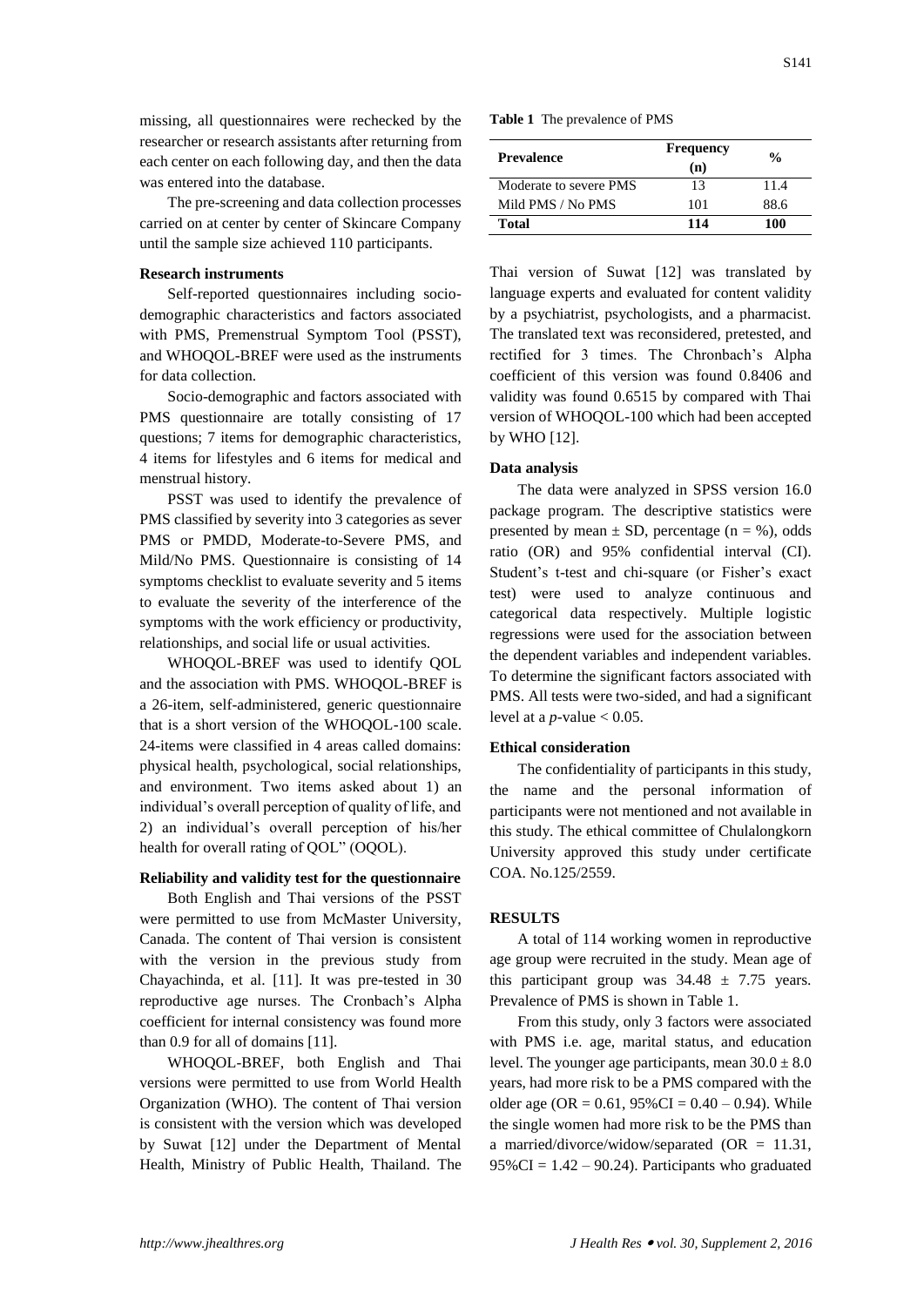missing, all questionnaires were rechecked by the researcher or research assistants after returning from each center on each following day, and then the data was entered into the database.

The pre-screening and data collection processes carried on at center by center of Skincare Company until the sample size achieved 110 participants.

### Research instruments

Self-reported questionnaires including socio-demographic characteristics and factors associated with PMS, Premenstrual Symptom Tool (PSST), and WHOQOL-BREF were used as the instruments for data collection.

Socio-demographic and factors associated with PMS questionnaire are totally consisting of 17 questions; 7 items for demographic characteristics, 4 items for lifestyles and 6 items for medical and menstrual history.

PSST was used to identify the prevalence of PMS classified by severity into 3 categories as sever PMS or PMDD, Moderate-to-Severe PMS, and Mild/No PMS. Questionnaire is consisting of 14 symptoms checklist to evaluate severity and 5 items to evaluate the severity of the interference of the symptoms with the work efficiency or productivity, relationships, and social life or usual activities.

WHOQOL-BREF was used to identify QOL and the association with PMS. WHOQOL-BREF is a 26-item, self-administered, generic questionnaire that is a short version of the WHOQOL-100 scale. 24-items were classified in 4 areas called domains: physical health, psychological, social relationships, and environment. Two items asked about 1) an individual's overall perception of quality of life, and 2) an individual's overall perception of his/her health for overall rating of QOL" (OQOL).

### Reliability and validity test for the questionnaire

Both English and Thai versions of the PSST were permitted to use from McMaster University, Canada. The content of Thai version is consistent with the version in the previous study from Chayachinda, et al. [11]. It was pre-tested in 30 reproductive age nurses. The Cronbach's Alpha coefficient for internal consistency was found more than 0.9 for all of domains [11].

WHOQOL-BREF, both English and Thai versions were permitted to use from World Health Organization (WHO). The content of Thai version is consistent with the version which was developed by Suwat [12] under the Department of Mental Health, Ministry of Public Health, Thailand. The Thai version of Suwat [12] was translated by language experts and evaluated for content validity by a psychiatrist, psychologists, and a pharmacist. The translated text was reconsidered, pretested, and rectified for 3 times. The Chronbach's Alpha coefficient of this version was found 0.8406 and validity was found 0.6515 by compared with Thai version of WHOQOL-100 which had been accepted by WHO [12].

**Table 1** The prevalence of PMS

| Prevalence | Frequency (n) | % |
|---|---|---|
| Moderate to severe PMS | 13 | 11.4 |
| Mild PMS / No PMS | 101 | 88.6 |
| **Total** | **114** | **100** |

### Data analysis

The data were analyzed in SPSS version 16.0 package program. The descriptive statistics were presented by mean ± SD, percentage (n = %), odds ratio (OR) and 95% confidential interval (CI). Student's t-test and chi-square (or Fisher's exact test) were used to analyze continuous and categorical data respectively. Multiple logistic regressions were used for the association between the dependent variables and independent variables. To determine the significant factors associated with PMS. All tests were two-sided, and had a significant level at a $p$-value < 0.05.

### Ethical consideration

The confidentiality of participants in this study, the name and the personal information of participants were not mentioned and not available in this study. The ethical committee of Chulalongkorn University approved this study under certificate COA. No.125/2559.

## RESULTS

A total of 114 working women in reproductive age group were recruited in the study. Mean age of this participant group was 34.48 ± 7.75 years. Prevalence of PMS is shown in Table 1.

From this study, only 3 factors were associated with PMS i.e. age, marital status, and education level. The younger age participants, mean 30.0 ± 8.0 years, had more risk to be a PMS compared with the older age (OR = 0.61, 95%CI = 0.40 – 0.94). While the single women had more risk to be the PMS than a married/divorce/widow/separated (OR = 11.31, 95%CI = 1.42 – 90.24). Participants who graduated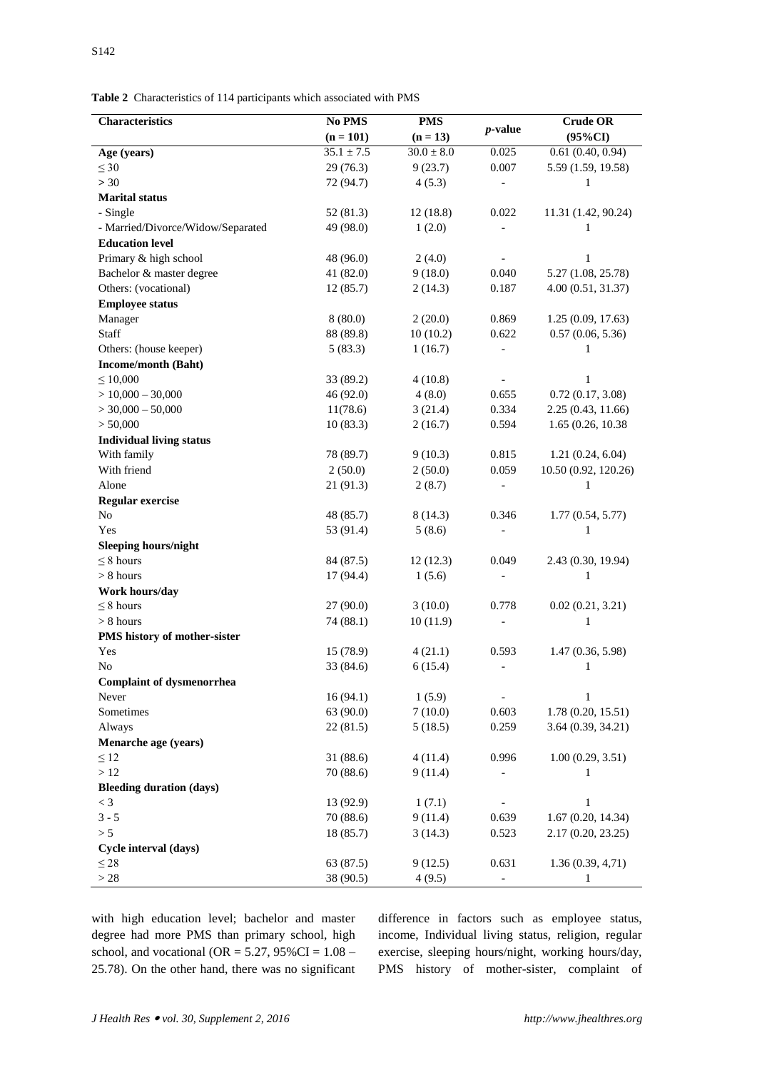**Table 2** Characteristics of 114 participants which associated with PMS

| Characteristics | No PMS (n = 101) | PMS (n = 13) | *p*-value | Crude OR (95%CI) |
|---|---|---|---|---|
| **Age (years)** | 35.1 ± 7.5 | 30.0 ± 8.0 | 0.025 | 0.61 (0.40, 0.94) |
| ≤ 30 | 29 (76.3) | 9 (23.7) | 0.007 | 5.59 (1.59, 19.58) |
| > 30 | 72 (94.7) | 4 (5.3) | - | 1 |
| **Marital status** | | | | |
| - Single | 52 (81.3) | 12 (18.8) | 0.022 | 11.31 (1.42, 90.24) |
| - Married/Divorce/Widow/Separated | 49 (98.0) | 1 (2.0) | - | 1 |
| **Education level** | | | | |
| Primary & high school | 48 (96.0) | 2 (4.0) | - | 1 |
| Bachelor & master degree | 41 (82.0) | 9 (18.0) | 0.040 | 5.27 (1.08, 25.78) |
| Others: (vocational) | 12 (85.7) | 2 (14.3) | 0.187 | 4.00 (0.51, 31.37) |
| **Employee status** | | | | |
| Manager | 8 (80.0) | 2 (20.0) | 0.869 | 1.25 (0.09, 17.63) |
| Staff | 88 (89.8) | 10 (10.2) | 0.622 | 0.57 (0.06, 5.36) |
| Others: (house keeper) | 5 (83.3) | 1 (16.7) | - | 1 |
| **Income/month (Baht)** | | | | |
| ≤ 10,000 | 33 (89.2) | 4 (10.8) | - | 1 |
| > 10,000 – 30,000 | 46 (92.0) | 4 (8.0) | 0.655 | 0.72 (0.17, 3.08) |
| > 30,000 – 50,000 | 11(78.6) | 3 (21.4) | 0.334 | 2.25 (0.43, 11.66) |
| > 50,000 | 10 (83.3) | 2 (16.7) | 0.594 | 1.65 (0.26, 10.38 |
| **Individual living status** | | | | |
| With family | 78 (89.7) | 9 (10.3) | 0.815 | 1.21 (0.24, 6.04) |
| With friend | 2 (50.0) | 2 (50.0) | 0.059 | 10.50 (0.92, 120.26) |
| Alone | 21 (91.3) | 2 (8.7) | - | 1 |
| **Regular exercise** | | | | |
| No | 48 (85.7) | 8 (14.3) | 0.346 | 1.77 (0.54, 5.77) |
| Yes | 53 (91.4) | 5 (8.6) | - | 1 |
| **Sleeping hours/night** | | | | |
| ≤ 8 hours | 84 (87.5) | 12 (12.3) | 0.049 | 2.43 (0.30, 19.94) |
| > 8 hours | 17 (94.4) | 1 (5.6) | - | 1 |
| **Work hours/day** | | | | |
| ≤ 8 hours | 27 (90.0) | 3 (10.0) | 0.778 | 0.02 (0.21, 3.21) |
| > 8 hours | 74 (88.1) | 10 (11.9) | - | 1 |
| **PMS history of mother-sister** | | | | |
| Yes | 15 (78.9) | 4 (21.1) | 0.593 | 1.47 (0.36, 5.98) |
| No | 33 (84.6) | 6 (15.4) | - | 1 |
| **Complaint of dysmenorrhea** | | | | |
| Never | 16 (94.1) | 1 (5.9) | - | 1 |
| Sometimes | 63 (90.0) | 7 (10.0) | 0.603 | 1.78 (0.20, 15.51) |
| Always | 22 (81.5) | 5 (18.5) | 0.259 | 3.64 (0.39, 34.21) |
| **Menarche age (years)** | | | | |
| ≤ 12 | 31 (88.6) | 4 (11.4) | 0.996 | 1.00 (0.29, 3.51) |
| > 12 | 70 (88.6) | 9 (11.4) | - | 1 |
| **Bleeding duration (days)** | | | | |
| < 3 | 13 (92.9) | 1 (7.1) | - | 1 |
| 3 - 5 | 70 (88.6) | 9 (11.4) | 0.639 | 1.67 (0.20, 14.34) |
| > 5 | 18 (85.7) | 3 (14.3) | 0.523 | 2.17 (0.20, 23.25) |
| **Cycle interval (days)** | | | | |
| ≤ 28 | 63 (87.5) | 9 (12.5) | 0.631 | 1.36 (0.39, 4,71) |
| > 28 | 38 (90.5) | 4 (9.5) | - | 1 |

with high education level; bachelor and master degree had more PMS than primary school, high school, and vocational (OR = 5.27, 95%CI = 1.08 – 25.78). On the other hand, there was no significant difference in factors such as employee status, income, Individual living status, religion, regular exercise, sleeping hours/night, working hours/day, PMS history of mother-sister, complaint of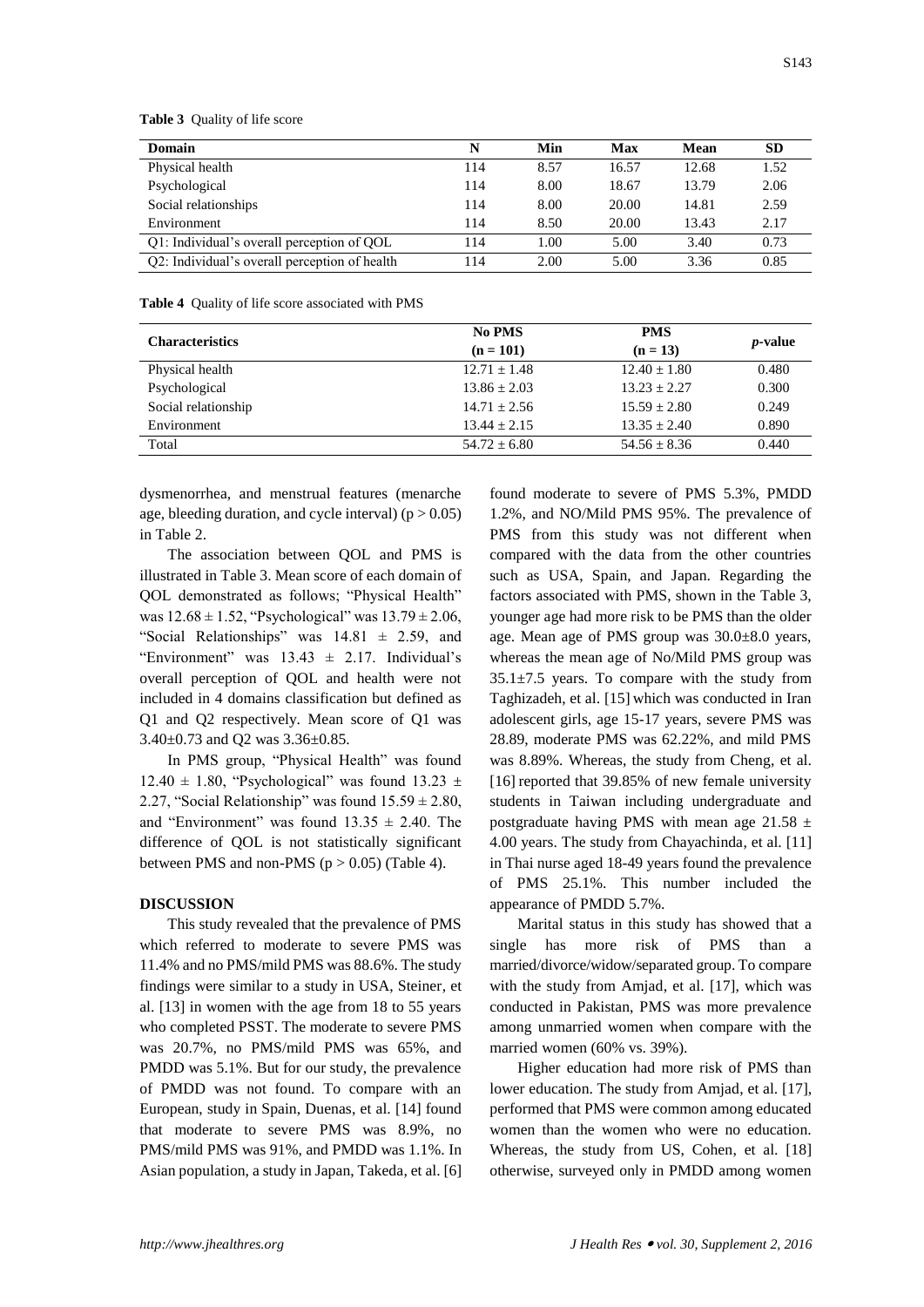**Table 3** Quality of life score

| Domain | N | Min | Max | Mean | SD |
|---|---|---|---|---|---|
| Physical health | 114 | 8.57 | 16.57 | 12.68 | 1.52 |
| Psychological | 114 | 8.00 | 18.67 | 13.79 | 2.06 |
| Social relationships | 114 | 8.00 | 20.00 | 14.81 | 2.59 |
| Environment | 114 | 8.50 | 20.00 | 13.43 | 2.17 |
| Q1: Individual's overall perception of QOL | 114 | 1.00 | 5.00 | 3.40 | 0.73 |
| Q2: Individual's overall perception of health | 114 | 2.00 | 5.00 | 3.36 | 0.85 |

**Table 4** Quality of life score associated with PMS

| Characteristics | No PMS (n = 101) | PMS (n = 13) | *p*-value |
|---|---|---|---|
| Physical health | 12.71 ± 1.48 | 12.40 ± 1.80 | 0.480 |
| Psychological | 13.86 ± 2.03 | 13.23 ± 2.27 | 0.300 |
| Social relationship | 14.71 ± 2.56 | 15.59 ± 2.80 | 0.249 |
| Environment | 13.44 ± 2.15 | 13.35 ± 2.40 | 0.890 |
| Total | 54.72 ± 6.80 | 54.56 ± 8.36 | 0.440 |

dysmenorrhea, and menstrual features (menarche age, bleeding duration, and cycle interval) ($p > 0.05$) in Table 2.

The association between QOL and PMS is illustrated in Table 3. Mean score of each domain of QOL demonstrated as follows; "Physical Health" was $12.68 \pm 1.52$, "Psychological" was $13.79 \pm 2.06$, "Social Relationships" was $14.81 \pm 2.59$, and "Environment" was $13.43 \pm 2.17$. Individual's overall perception of QOL and health were not included in 4 domains classification but defined as Q1 and Q2 respectively. Mean score of Q1 was $3.40 \pm 0.73$ and Q2 was $3.36 \pm 0.85$.

In PMS group, "Physical Health" was found $12.40 \pm 1.80$, "Psychological" was found $13.23 \pm 2.27$, "Social Relationship" was found $15.59 \pm 2.80$, and "Environment" was found $13.35 \pm 2.40$. The difference of QOL is not statistically significant between PMS and non-PMS ($p > 0.05$) (Table 4).

## DISCUSSION

This study revealed that the prevalence of PMS which referred to moderate to severe PMS was 11.4% and no PMS/mild PMS was 88.6%. The study findings were similar to a study in USA, Steiner, et al. [13] in women with the age from 18 to 55 years who completed PSST. The moderate to severe PMS was 20.7%, no PMS/mild PMS was 65%, and PMDD was 5.1%. But for our study, the prevalence of PMDD was not found. To compare with an European, study in Spain, Duenas, et al. [14] found that moderate to severe PMS was 8.9%, no PMS/mild PMS was 91%, and PMDD was 1.1%. In Asian population, a study in Japan, Takeda, et al. [6] found moderate to severe of PMS 5.3%, PMDD 1.2%, and NO/Mild PMS 95%. The prevalence of PMS from this study was not different when compared with the data from the other countries such as USA, Spain, and Japan. Regarding the factors associated with PMS, shown in the Table 3, younger age had more risk to be PMS than the older age. Mean age of PMS group was $30.0 \pm 8.0$ years, whereas the mean age of No/Mild PMS group was $35.1 \pm 7.5$ years. To compare with the study from Taghizadeh, et al. [15] which was conducted in Iran adolescent girls, age 15-17 years, severe PMS was 28.89, moderate PMS was 62.22%, and mild PMS was 8.89%. Whereas, the study from Cheng, et al. [16] reported that 39.85% of new female university students in Taiwan including undergraduate and postgraduate having PMS with mean age $21.58 \pm 4.00$ years. The study from Chayachinda, et al. [11] in Thai nurse aged 18-49 years found the prevalence of PMS 25.1%. This number included the appearance of PMDD 5.7%.

Marital status in this study has showed that a single has more risk of PMS than a married/divorce/widow/separated group. To compare with the study from Amjad, et al. [17], which was conducted in Pakistan, PMS was more prevalence among unmarried women when compare with the married women (60% vs. 39%).

Higher education had more risk of PMS than lower education. The study from Amjad, et al. [17], performed that PMS were common among educated women than the women who were no education. Whereas, the study from US, Cohen, et al. [18] otherwise, surveyed only in PMDD among women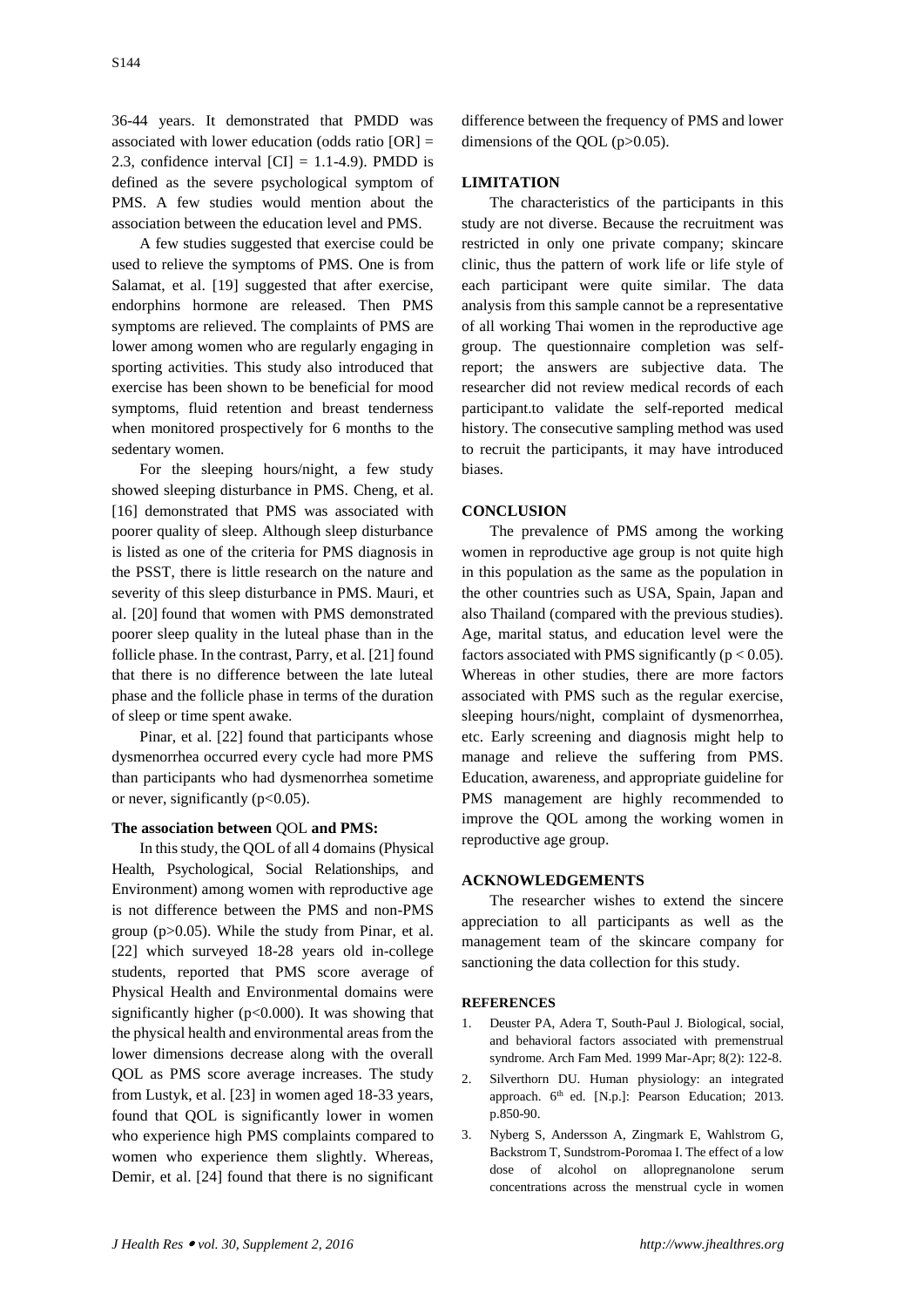36-44 years. It demonstrated that PMDD was associated with lower education (odds ratio [OR] = 2.3, confidence interval [CI] = 1.1-4.9). PMDD is defined as the severe psychological symptom of PMS. A few studies would mention about the association between the education level and PMS.

A few studies suggested that exercise could be used to relieve the symptoms of PMS. One is from Salamat, et al. [19] suggested that after exercise, endorphins hormone are released. Then PMS symptoms are relieved. The complaints of PMS are lower among women who are regularly engaging in sporting activities. This study also introduced that exercise has been shown to be beneficial for mood symptoms, fluid retention and breast tenderness when monitored prospectively for 6 months to the sedentary women.

For the sleeping hours/night, a few study showed sleeping disturbance in PMS. Cheng, et al. [16] demonstrated that PMS was associated with poorer quality of sleep. Although sleep disturbance is listed as one of the criteria for PMS diagnosis in the PSST, there is little research on the nature and severity of this sleep disturbance in PMS. Mauri, et al. [20] found that women with PMS demonstrated poorer sleep quality in the luteal phase than in the follicle phase. In the contrast, Parry, et al. [21] found that there is no difference between the late luteal phase and the follicle phase in terms of the duration of sleep or time spent awake.

Pinar, et al. [22] found that participants whose dysmenorrhea occurred every cycle had more PMS than participants who had dysmenorrhea sometime or never, significantly ($p<0.05$).

**The association between** QOL **and PMS:**

In this study, the QOL of all 4 domains (Physical Health, Psychological, Social Relationships, and Environment) among women with reproductive age is not difference between the PMS and non-PMS group ($p>0.05$). While the study from Pinar, et al. [22] which surveyed 18-28 years old in-college students, reported that PMS score average of Physical Health and Environmental domains were significantly higher ($p<0.000$). It was showing that the physical health and environmental areas from the lower dimensions decrease along with the overall QOL as PMS score average increases. The study from Lustyk, et al. [23] in women aged 18-33 years, found that QOL is significantly lower in women who experience high PMS complaints compared to women who experience them slightly. Whereas, Demir, et al. [24] found that there is no significant difference between the frequency of PMS and lower dimensions of the QOL ($p>0.05$).

## LIMITATION

The characteristics of the participants in this study are not diverse. Because the recruitment was restricted in only one private company; skincare clinic, thus the pattern of work life or life style of each participant were quite similar. The data analysis from this sample cannot be a representative of all working Thai women in the reproductive age group. The questionnaire completion was self-report; the answers are subjective data. The researcher did not review medical records of each participant.to validate the self-reported medical history. The consecutive sampling method was used to recruit the participants, it may have introduced biases.

## CONCLUSION

The prevalence of PMS among the working women in reproductive age group is not quite high in this population as the same as the population in the other countries such as USA, Spain, Japan and also Thailand (compared with the previous studies). Age, marital status, and education level were the factors associated with PMS significantly ($p < 0.05$). Whereas in other studies, there are more factors associated with PMS such as the regular exercise, sleeping hours/night, complaint of dysmenorrhea, etc. Early screening and diagnosis might help to manage and relieve the suffering from PMS. Education, awareness, and appropriate guideline for PMS management are highly recommended to improve the QOL among the working women in reproductive age group.

## ACKNOWLEDGEMENTS

The researcher wishes to extend the sincere appreciation to all participants as well as the management team of the skincare company for sanctioning the data collection for this study.

## REFERENCES

1. Deuster PA, Adera T, South-Paul J. Biological, social, and behavioral factors associated with premenstrual syndrome. Arch Fam Med. 1999 Mar-Apr; 8(2): 122-8.
2. Silverthorn DU. Human physiology: an integrated approach. 6th ed. [N.p.]: Pearson Education; 2013. p.850-90.
3. Nyberg S, Andersson A, Zingmark E, Wahlstrom G, Backstrom T, Sundstrom-Poromaa I. The effect of a low dose of alcohol on allopregnanolone serum concentrations across the menstrual cycle in women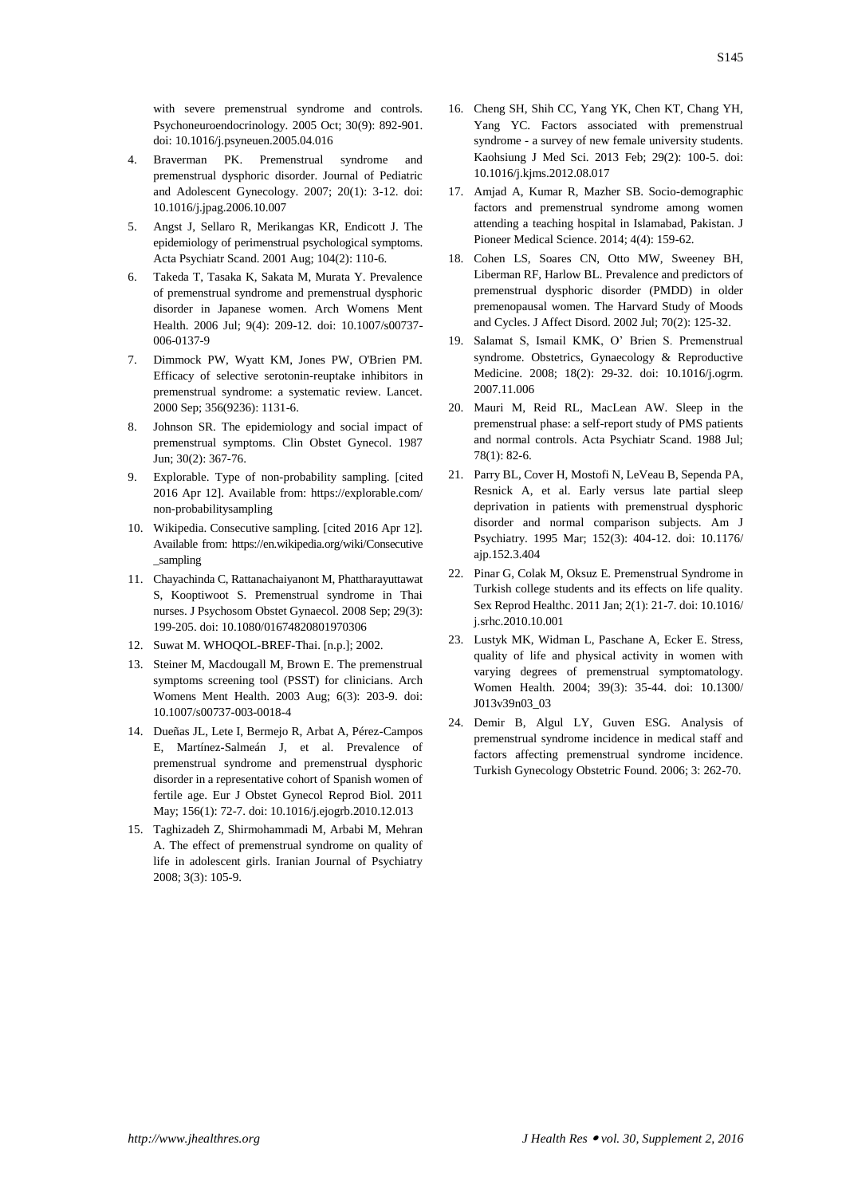with severe premenstrual syndrome and controls. Psychoneuroendocrinology. 2005 Oct; 30(9): 892-901. doi: 10.1016/j.psyneuen.2005.04.016

4. Braverman PK. Premenstrual syndrome and premenstrual dysphoric disorder. Journal of Pediatric and Adolescent Gynecology. 2007; 20(1): 3-12. doi: 10.1016/j.jpag.2006.10.007
5. Angst J, Sellaro R, Merikangas KR, Endicott J. The epidemiology of perimenstrual psychological symptoms. Acta Psychiatr Scand. 2001 Aug; 104(2): 110-6.
6. Takeda T, Tasaka K, Sakata M, Murata Y. Prevalence of premenstrual syndrome and premenstrual dysphoric disorder in Japanese women. Arch Womens Ment Health. 2006 Jul; 9(4): 209-12. doi: 10.1007/s00737-006-0137-9
7. Dimmock PW, Wyatt KM, Jones PW, O'Brien PM. Efficacy of selective serotonin-reuptake inhibitors in premenstrual syndrome: a systematic review. Lancet. 2000 Sep; 356(9236): 1131-6.
8. Johnson SR. The epidemiology and social impact of premenstrual symptoms. Clin Obstet Gynecol. 1987 Jun; 30(2): 367-76.
9. Explorable. Type of non-probability sampling. [cited 2016 Apr 12]. Available from: https://explorable.com/non-probabilitysampling
10. Wikipedia. Consecutive sampling. [cited 2016 Apr 12]. Available from: https://en.wikipedia.org/wiki/Consecutive_sampling
11. Chayachinda C, Rattanachaiyanont M, Phattharayuttawat S, Kooptiwoot S. Premenstrual syndrome in Thai nurses. J Psychosom Obstet Gynaecol. 2008 Sep; 29(3): 199-205. doi: 10.1080/01674820801970306
12. Suwat M. WHOQOL-BREF-Thai. [n.p.]; 2002.
13. Steiner M, Macdougall M, Brown E. The premenstrual symptoms screening tool (PSST) for clinicians. Arch Womens Ment Health. 2003 Aug; 6(3): 203-9. doi: 10.1007/s00737-003-0018-4
14. Dueñas JL, Lete I, Bermejo R, Arbat A, Pérez-Campos E, Martínez-Salmeán J, et al. Prevalence of premenstrual syndrome and premenstrual dysphoric disorder in a representative cohort of Spanish women of fertile age. Eur J Obstet Gynecol Reprod Biol. 2011 May; 156(1): 72-7. doi: 10.1016/j.ejogrb.2010.12.013
15. Taghizadeh Z, Shirmohammadi M, Arbabi M, Mehran A. The effect of premenstrual syndrome on quality of life in adolescent girls. Iranian Journal of Psychiatry 2008; 3(3): 105-9.
16. Cheng SH, Shih CC, Yang YK, Chen KT, Chang YH, Yang YC. Factors associated with premenstrual syndrome - a survey of new female university students. Kaohsiung J Med Sci. 2013 Feb; 29(2): 100-5. doi: 10.1016/j.kjms.2012.08.017
17. Amjad A, Kumar R, Mazher SB. Socio-demographic factors and premenstrual syndrome among women attending a teaching hospital in Islamabad, Pakistan. J Pioneer Medical Science. 2014; 4(4): 159-62.
18. Cohen LS, Soares CN, Otto MW, Sweeney BH, Liberman RF, Harlow BL. Prevalence and predictors of premenstrual dysphoric disorder (PMDD) in older premenopausal women. The Harvard Study of Moods and Cycles. J Affect Disord. 2002 Jul; 70(2): 125-32.
19. Salamat S, Ismail KMK, O' Brien S. Premenstrual syndrome. Obstetrics, Gynaecology & Reproductive Medicine. 2008; 18(2): 29-32. doi: 10.1016/j.ogrm.2007.11.006
20. Mauri M, Reid RL, MacLean AW. Sleep in the premenstrual phase: a self-report study of PMS patients and normal controls. Acta Psychiatr Scand. 1988 Jul; 78(1): 82-6.
21. Parry BL, Cover H, Mostofi N, LeVeau B, Sependa PA, Resnick A, et al. Early versus late partial sleep deprivation in patients with premenstrual dysphoric disorder and normal comparison subjects. Am J Psychiatry. 1995 Mar; 152(3): 404-12. doi: 10.1176/ajp.152.3.404
22. Pinar G, Colak M, Oksuz E. Premenstrual Syndrome in Turkish college students and its effects on life quality. Sex Reprod Healthc. 2011 Jan; 2(1): 21-7. doi: 10.1016/j.srhc.2010.10.001
23. Lustyk MK, Widman L, Paschane A, Ecker E. Stress, quality of life and physical activity in women with varying degrees of premenstrual symptomatology. Women Health. 2004; 39(3): 35-44. doi: 10.1300/J013v39n03_03
24. Demir B, Algul LY, Guven ESG. Analysis of premenstrual syndrome incidence in medical staff and factors affecting premenstrual syndrome incidence. Turkish Gynecology Obstetric Found. 2006; 3: 262-70.